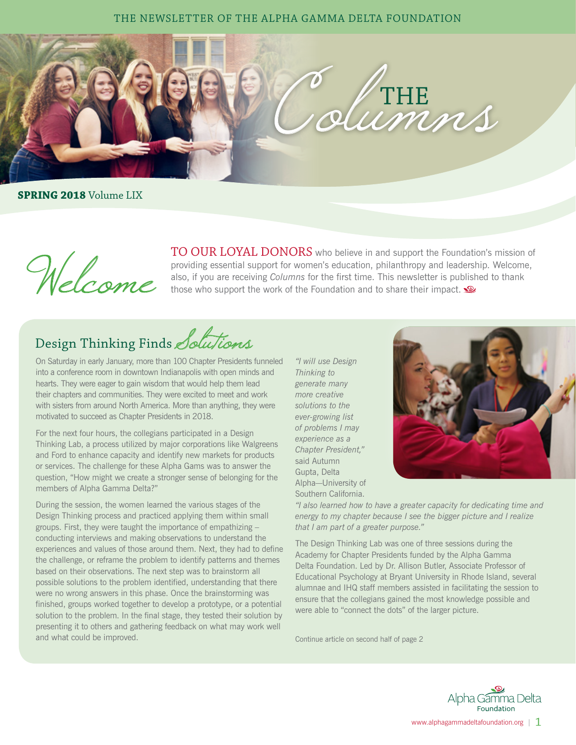THE NEWSLETTER OF THE ALPHA GAMMA DELTA FOUNDATION

# THE Columns

**SPRING 2018** Volume LIX

## Welcome

TO OUR LOYAL DONORS who believe in and support the Foundation's mission of providing essential support for women's education, philanthropy and leadership. Welcome, also, if you are receiving *Columns* for the first time. This newsletter is published to thank those who support the work of the Foundation and to share their impact.

## Design Thinking Finds Solutions

On Saturday in early January, more than 100 Chapter Presidents funneled into a conference room in downtown Indianapolis with open minds and hearts. They were eager to gain wisdom that would help them lead their chapters and communities. They were excited to meet and work with sisters from around North America. More than anything, they were motivated to succeed as Chapter Presidents in 2018.

For the next four hours, the collegians participated in a Design Thinking Lab, a process utilized by major corporations like Walgreens and Ford to enhance capacity and identify new markets for products or services. The challenge for these Alpha Gams was to answer the question, "How might we create a stronger sense of belonging for the members of Alpha Gamma Delta?"

During the session, the women learned the various stages of the Design Thinking process and practiced applying them within small groups. First, they were taught the importance of empathizing – conducting interviews and making observations to understand the experiences and values of those around them. Next, they had to define the challenge, or reframe the problem to identify patterns and themes based on their observations. The next step was to brainstorm all possible solutions to the problem identified, understanding that there were no wrong answers in this phase. Once the brainstorming was finished, groups worked together to develop a prototype, or a potential solution to the problem. In the final stage, they tested their solution by presenting it to others and gathering feedback on what may work well and what could be improved.

*"I will use Design Thinking to generate many more creative solutions to the ever-growing list of problems I may experience as a Chapter President,"* said Autumn Gupta, Delta Alpha—University of Southern California. *"I also learned how to have a greater capacity for dedicating time and energy to my chapter because I see the bigger picture and I realize that I am part of a greater purpose."*

The Design Thinking Lab was one of three sessions during the Academy for Chapter Presidents funded by the Alpha Gamma Delta Foundation. Led by Dr. Allison Butler, Associate Professor of Educational Psychology at Bryant University in Rhode Island, several alumnae and IHQ staff members assisted in facilitating the session to ensure that the collegians gained the most knowledge possible and were able to "connect the dots" of the larger picture.

Continue article on second half of page 2

Alpha Gamma Delta Foundation

www.alphagammadeltafoundation.org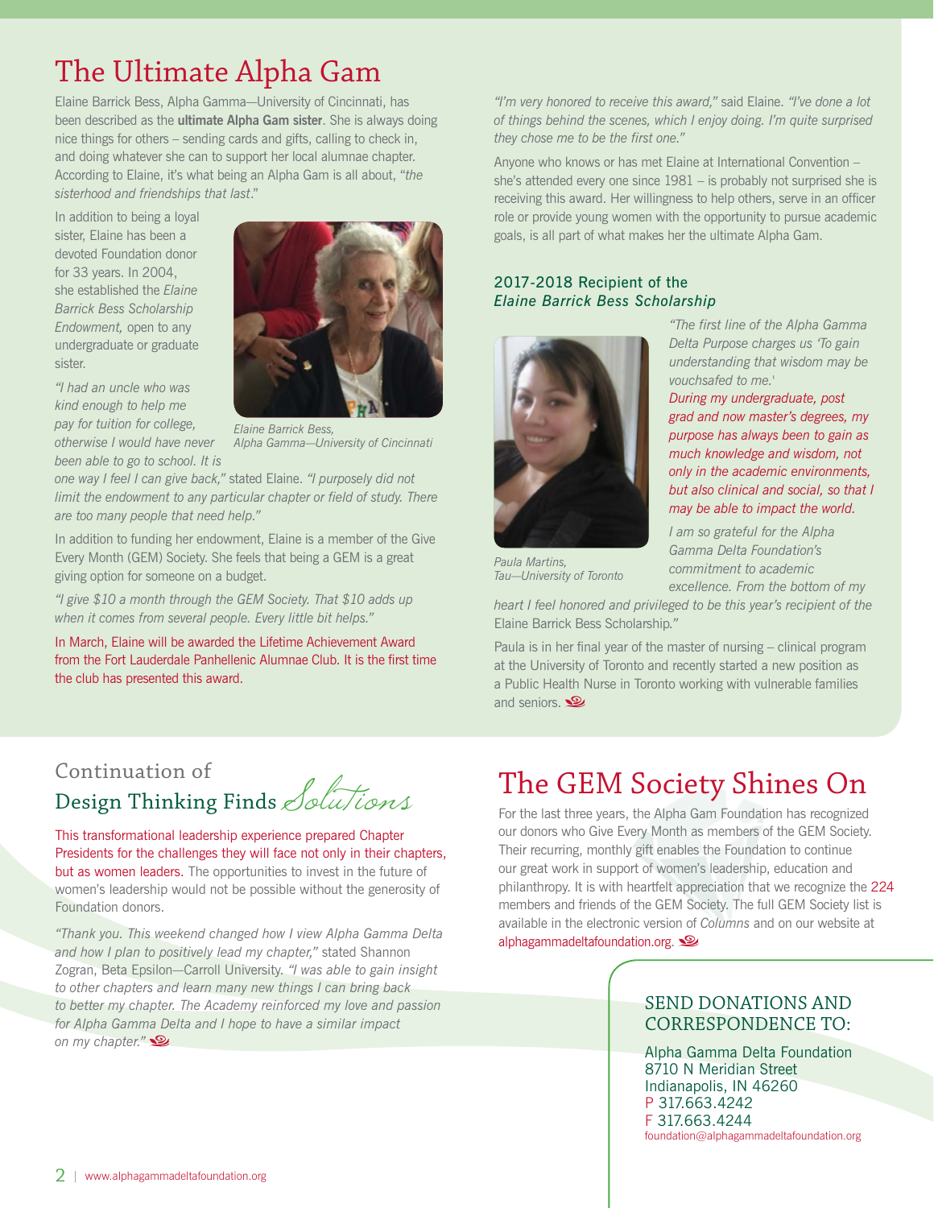# The Ultimate Alpha Gam

Elaine Barrick Bess, Alpha Gamma—University of Cincinnati, has been described as the **ultimate Alpha Gam sister**. She is always doing nice things for others – sending cards and gifts, calling to check in, and doing whatever she can to support her local alumnae chapter. According to Elaine, it's what being an Alpha Gam is all about, "*the sisterhood and friendships that last*."

In addition to being a loyal sister, Elaine has been a devoted Foundation donor for 33 years. In 2004, she established the *Elaine Barrick Bess Scholarship Endowment,* open to any undergraduate or graduate sister.

*Elaine Barrick Bess, Alpha Gamma—University of Cincinnati*

*"I had an uncle who was kind enough to help me pay for tuition for college, otherwise I would have never been able to go to school. It is one way I feel I can give back,"* stated Elaine. *"I purposely did not limit the endowment to any particular chapter or field of study. There are too many people that need help."*

In addition to funding her endowment, Elaine is a member of the Give Every Month (GEM) Society. She feels that being a GEM is a great giving option for someone on a budget.

*"I give $10 a month through the GEM Society. That $10 adds up when it comes from several people. Every little bit helps."*

In March, Elaine will be awarded the Lifetime Achievement Award from the Fort Lauderdale Panhellenic Alumnae Club. It is the first time the club has presented this award.

*"I'm very honored to receive this award,"* said Elaine. *"I've done a lot of things behind the scenes, which I enjoy doing. I'm quite surprised they chose me to be the first one."*

Anyone who knows or has met Elaine at International Convention – she's attended every one since 1981 – is probably not surprised she is receiving this award. Her willingness to help others, serve in an officer role or provide young women with the opportunity to pursue academic goals, is all part of what makes her the ultimate Alpha Gam.

### 2017-2018 Recipient of the *Elaine Barrick Bess Scholarship*

*Paula Martins, Tau—University of Toronto*

*"The first line of the Alpha Gamma Delta Purpose charges us 'To gain understanding that wisdom may be vouchsafed to me.' During my undergraduate, post grad and now master's degrees, my purpose has always been to gain as much knowledge and wisdom, not only in the academic environments, but also clinical and social, so that I may be able to impact the world.*

*I am so grateful for the Alpha Gamma Delta Foundation's commitment to academic excellence. From the bottom of my heart I feel honored and privileged to be this year's recipient of the* Elaine Barrick Bess Scholarship.*"*

Paula is in her final year of the master of nursing – clinical program at the University of Toronto and recently started a new position as a Public Health Nurse in Toronto working with vulnerable families and seniors.

## Continuation of Design Thinking Finds *Solutions*

This transformational leadership experience prepared Chapter Presidents for the challenges they will face not only in their chapters, but as women leaders. The opportunities to invest in the future of women's leadership would not be possible without the generosity of Foundation donors.

*"Thank you. This weekend changed how I view Alpha Gamma Delta and how I plan to positively lead my chapter,"* stated Shannon Zogran, Beta Epsilon—Carroll University. *"I was able to gain insight to other chapters and learn many new things I can bring back to better my chapter. The Academy reinforced my love and passion for Alpha Gamma Delta and I hope to have a similar impact on my chapter."*

# The GEM Society Shines On

For the last three years, the Alpha Gam Foundation has recognized our donors who Give Every Month as members of the GEM Society. Their recurring, monthly gift enables the Foundation to continue our great work in support of women's leadership, education and philanthropy. It is with heartfelt appreciation that we recognize the 224 members and friends of the GEM Society. The full GEM Society list is available in the electronic version of *Columns* and on our website at alphagammadeltafoundation.org.

### SEND DONATIONS AND CORRESPONDENCE TO:

Alpha Gamma Delta Foundation
8710 N Meridian Street
Indianapolis, IN 46260
P 317.663.4242
F 317.663.4244
foundation@alphagammadeltafoundation.org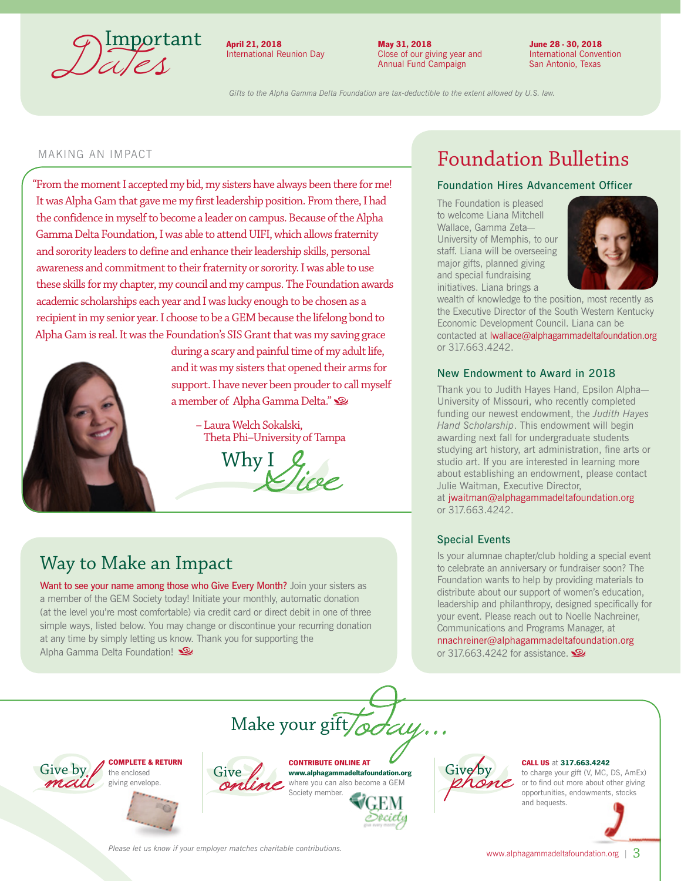## Important Dates

**April 21, 2018**
International Reunion Day

**May 31, 2018**
Close of our giving year and Annual Fund Campaign

**June 28 - 30, 2018**
International Convention
San Antonio, Texas

*Gifts to the Alpha Gamma Delta Foundation are tax-deductible to the extent allowed by U.S. law.*

MAKING AN IMPACT

"From the moment I accepted my bid, my sisters have always been there for me! It was Alpha Gam that gave me my first leadership position. From there, I had the confidence in myself to become a leader on campus. Because of the Alpha Gamma Delta Foundation, I was able to attend UIFI, which allows fraternity and sorority leaders to define and enhance their leadership skills, personal awareness and commitment to their fraternity or sorority. I was able to use these skills for my chapter, my council and my campus. The Foundation awards academic scholarships each year and I was lucky enough to be chosen as a recipient in my senior year. I choose to be a GEM because the lifelong bond to Alpha Gam is real. It was the Foundation's SIS Grant that was my saving grace during a scary and painful time of my adult life, and it was my sisters that opened their arms for support. I have never been prouder to call myself a member of Alpha Gamma Delta."

– Laura Welch Sokalski,
Theta Phi–University of Tampa

Why I Give

## Way to Make an Impact

Want to see your name among those who Give Every Month? Join your sisters as a member of the GEM Society today! Initiate your monthly, automatic donation (at the level you're most comfortable) via credit card or direct debit in one of three simple ways, listed below. You may change or discontinue your recurring donation at any time by simply letting us know. Thank you for supporting the Alpha Gamma Delta Foundation!

# Foundation Bulletins

### Foundation Hires Advancement Officer

The Foundation is pleased to welcome Liana Mitchell Wallace, Gamma Zeta—University of Memphis, to our staff. Liana will be overseeing major gifts, planned giving and special fundraising initiatives. Liana brings a wealth of knowledge to the position, most recently as the Executive Director of the South Western Kentucky Economic Development Council. Liana can be contacted at lwallace@alphagammadeltafoundation.org or 317.663.4242.

### New Endowment to Award in 2018

Thank you to Judith Hayes Hand, Epsilon Alpha—University of Missouri, who recently completed funding our newest endowment, the *Judith Hayes Hand Scholarship*. This endowment will begin awarding next fall for undergraduate students studying art history, art administration, fine arts or studio art. If you are interested in learning more about establishing an endowment, please contact Julie Waitman, Executive Director, at jwaitman@alphagammadeltafoundation.org or 317.663.4242.

### Special Events

Is your alumnae chapter/club holding a special event to celebrate an anniversary or fundraiser soon? The Foundation wants to help by providing materials to distribute about our support of women's education, leadership and philanthropy, designed specifically for your event. Please reach out to Noelle Nachreiner, Communications and Programs Manager, at nnachreiner@alphagammadeltafoundation.org or 317.663.4242 for assistance.

## Make your gift today...

**Give by mail**
**COMPLETE & RETURN** the enclosed giving envelope.

**Give online**
**CONTRIBUTE ONLINE AT www.alphagammadeltafoundation.org** where you can also become a GEM Society member.

GEM Society – give every month

**Give by phone**
**CALL US** at **317.663.4242** to charge your gift (V, MC, DS, AmEx) or to find out more about other giving opportunities, endowments, stocks and bequests.

*Please let us know if your employer matches charitable contributions.*

www.alphagammadeltafoundation.org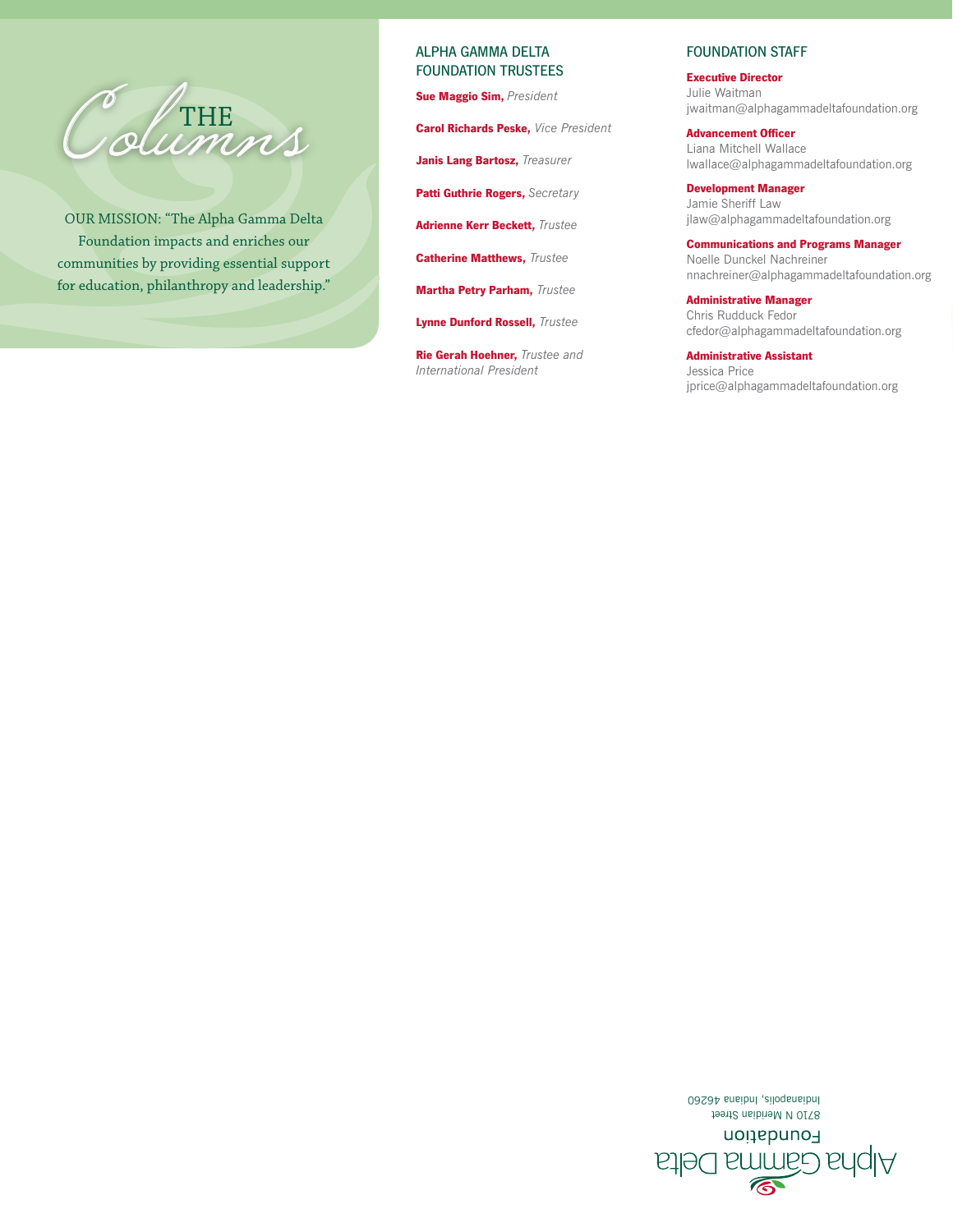# THE Columns

OUR MISSION: "The Alpha Gamma Delta Foundation impacts and enriches our communities by providing essential support for education, philanthropy and leadership."

## ALPHA GAMMA DELTA FOUNDATION TRUSTEES

**Sue Maggio Sim,** *President*

**Carol Richards Peske,** *Vice President*

**Janis Lang Bartosz,** *Treasurer*

**Patti Guthrie Rogers,** *Secretary*

**Adrienne Kerr Beckett,** *Trustee*

**Catherine Matthews,** *Trustee*

**Martha Petry Parham,** *Trustee*

**Lynne Dunford Rossell,** *Trustee*

**Rie Gerah Hoehner,** *Trustee and International President*

## FOUNDATION STAFF

**Executive Director**
Julie Waitman
jwaitman@alphagammadeltafoundation.org

**Advancement Officer**
Liana Mitchell Wallace
lwallace@alphagammadeltafoundation.org

**Development Manager**
Jamie Sheriff Law
jlaw@alphagammadeltafoundation.org

**Communications and Programs Manager**
Noelle Dunckel Nachreiner
nnachreiner@alphagammadeltafoundation.org

**Administrative Manager**
Chris Rudduck Fedor
cfedor@alphagammadeltafoundation.org

**Administrative Assistant**
Jessica Price
jprice@alphagammadeltafoundation.org

Alpha Gamma Delta
Foundation
8710 N Meridian Street
Indianapolis, Indiana 46260